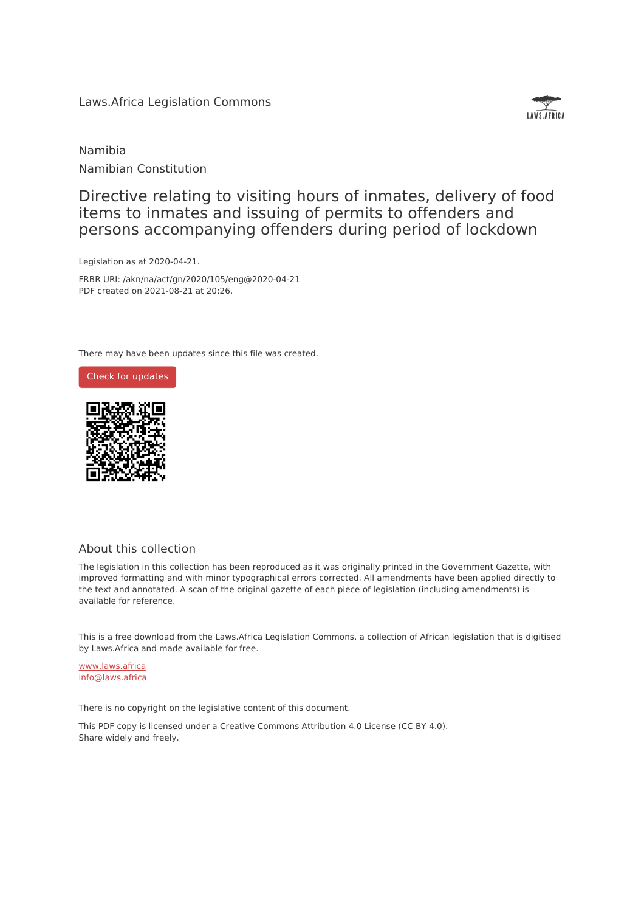Laws.Africa Legislation Commons

Namibia

Namibian Constitution

# Directive relating to visiting hours of inmates, delivery of food items to inmates and issuing of permits to offenders and persons accompanying offenders during period of lockdown

Legislation as at 2020-04-21.

FRBR URI: /akn/na/act/gn/2020/105/eng@2020-04-21

PDF created on 2021-08-21 at 20:26.

There may have been updates since this file was created.

Check for updates

## About this collection

The legislation in this collection has been reproduced as it was originally printed in the Government Gazette, with improved formatting and with minor typographical errors corrected. All amendments have been applied directly to the text and annotated. A scan of the original gazette of each piece of legislation (including amendments) is available for reference.

This is a free download from the Laws.Africa Legislation Commons, a collection of African legislation that is digitised by Laws.Africa and made available for free.

www.laws.africa
info@laws.africa

There is no copyright on the legislative content of this document.

This PDF copy is licensed under a Creative Commons Attribution 4.0 License (CC BY 4.0). Share widely and freely.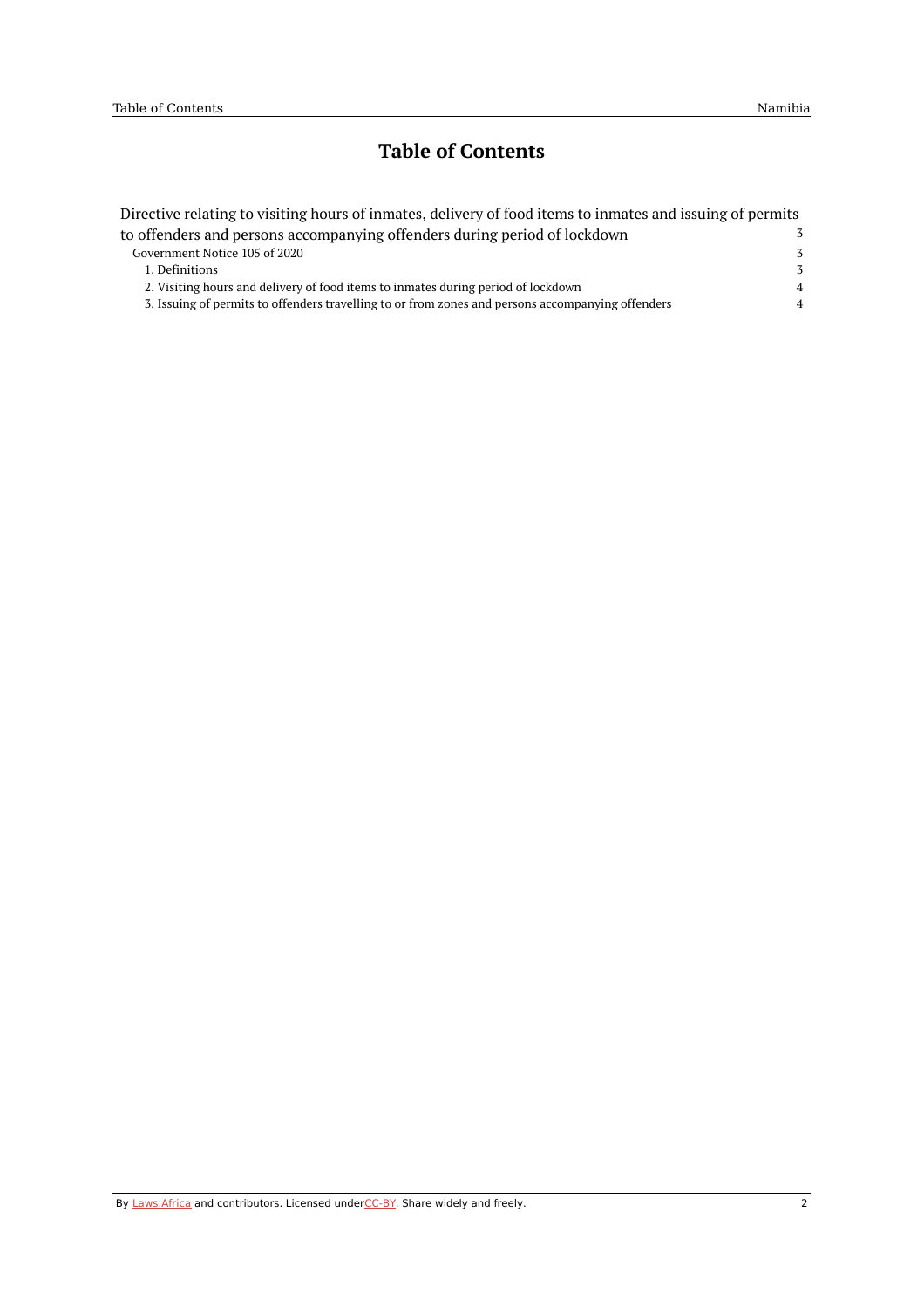# Table of Contents

Directive relating to visiting hours of inmates, delivery of food items to inmates and issuing of permits to offenders and persons accompanying offenders during period of lockdown 3

- Government Notice 105 of 2020 3
  - 1. Definitions 3
  - 2. Visiting hours and delivery of food items to inmates during period of lockdown 4
  - 3. Issuing of permits to offenders travelling to or from zones and persons accompanying offenders 4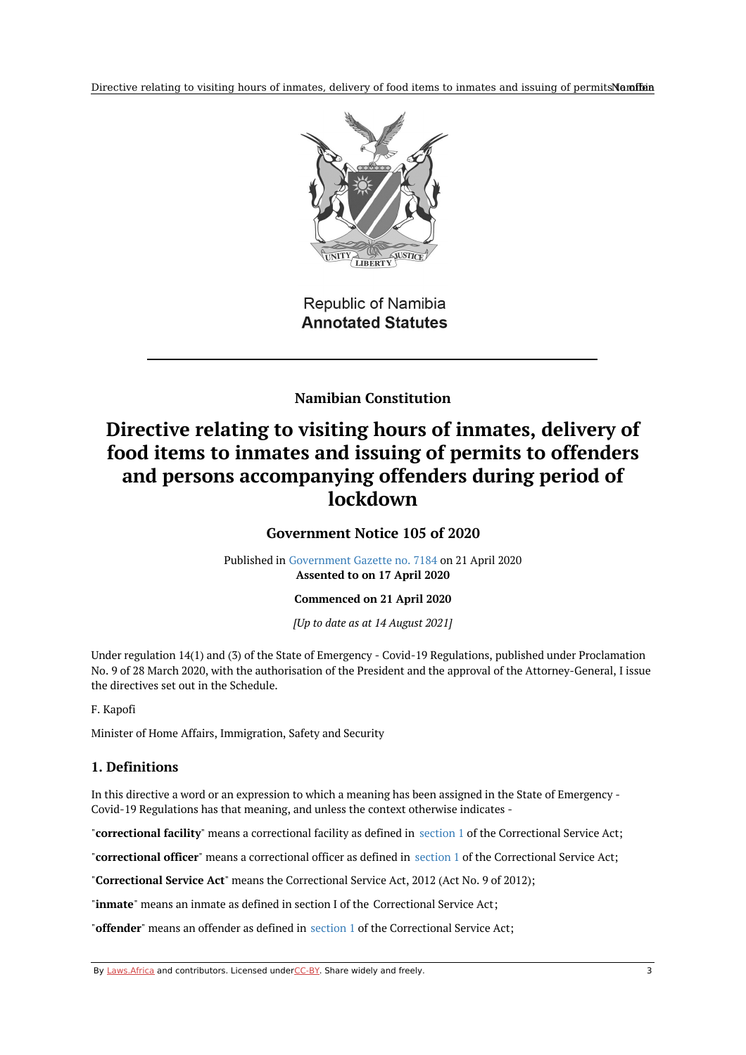Republic of Namibia
**Annotated Statutes**

## Namibian Constitution

# Directive relating to visiting hours of inmates, delivery of food items to inmates and issuing of permits to offenders and persons accompanying offenders during period of lockdown

### Government Notice 105 of 2020

Published in Government Gazette no. 7184 on 21 April 2020
**Assented to on 17 April 2020**

**Commenced on 21 April 2020**

*[Up to date as at 14 August 2021]*

Under regulation 14(1) and (3) of the State of Emergency - Covid-19 Regulations, published under Proclamation No. 9 of 28 March 2020, with the authorisation of the President and the approval of the Attorney-General, I issue the directives set out in the Schedule.

F. Kapofi

Minister of Home Affairs, Immigration, Safety and Security

## 1. Definitions

In this directive a word or an expression to which a meaning has been assigned in the State of Emergency - Covid-19 Regulations has that meaning, and unless the context otherwise indicates -

"**correctional facility**" means a correctional facility as defined in section 1 of the Correctional Service Act;

"**correctional officer**" means a correctional officer as defined in section 1 of the Correctional Service Act;

"**Correctional Service Act**" means the Correctional Service Act, 2012 (Act No. 9 of 2012);

"**inmate**" means an inmate as defined in section I of the Correctional Service Act;

"**offender**" means an offender as defined in section 1 of the Correctional Service Act;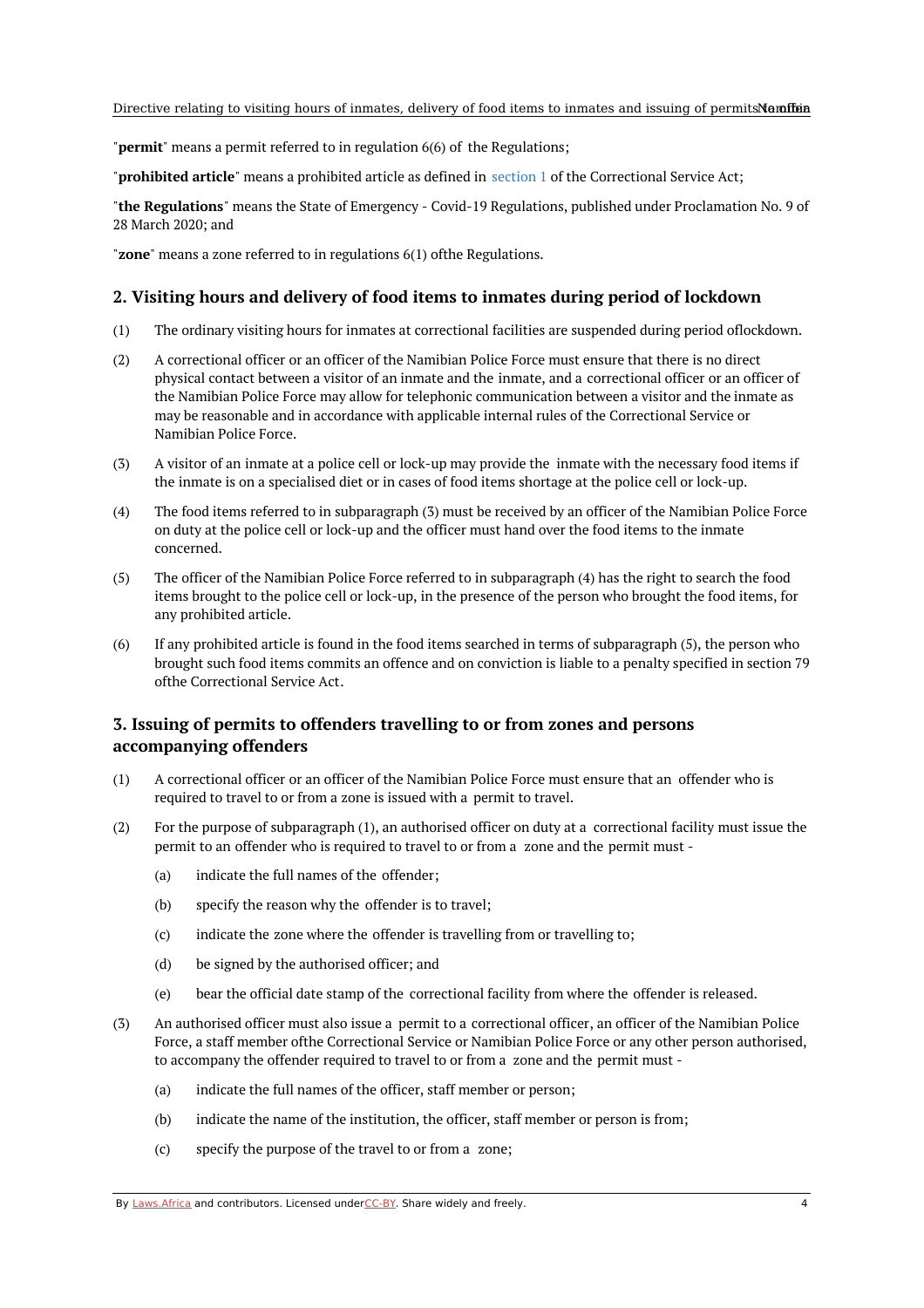"**permit**" means a permit referred to in regulation 6(6) of the Regulations;

"**prohibited article**" means a prohibited article as defined in section 1 of the Correctional Service Act;

"**the Regulations**" means the State of Emergency - Covid-19 Regulations, published under Proclamation No. 9 of 28 March 2020; and

"**zone**" means a zone referred to in regulations 6(1) ofthe Regulations.

## 2. Visiting hours and delivery of food items to inmates during period of lockdown

(1) The ordinary visiting hours for inmates at correctional facilities are suspended during period oflockdown.

(2) A correctional officer or an officer of the Namibian Police Force must ensure that there is no direct physical contact between a visitor of an inmate and the inmate, and a correctional officer or an officer of the Namibian Police Force may allow for telephonic communication between a visitor and the inmate as may be reasonable and in accordance with applicable internal rules of the Correctional Service or Namibian Police Force.

(3) A visitor of an inmate at a police cell or lock-up may provide the inmate with the necessary food items if the inmate is on a specialised diet or in cases of food items shortage at the police cell or lock-up.

(4) The food items referred to in subparagraph (3) must be received by an officer of the Namibian Police Force on duty at the police cell or lock-up and the officer must hand over the food items to the inmate concerned.

(5) The officer of the Namibian Police Force referred to in subparagraph (4) has the right to search the food items brought to the police cell or lock-up, in the presence of the person who brought the food items, for any prohibited article.

(6) If any prohibited article is found in the food items searched in terms of subparagraph (5), the person who brought such food items commits an offence and on conviction is liable to a penalty specified in section 79 ofthe Correctional Service Act.

## 3. Issuing of permits to offenders travelling to or from zones and persons accompanying offenders

(1) A correctional officer or an officer of the Namibian Police Force must ensure that an offender who is required to travel to or from a zone is issued with a permit to travel.

(2) For the purpose of subparagraph (1), an authorised officer on duty at a correctional facility must issue the permit to an offender who is required to travel to or from a zone and the permit must -

  (a) indicate the full names of the offender;

  (b) specify the reason why the offender is to travel;

  (c) indicate the zone where the offender is travelling from or travelling to;

  (d) be signed by the authorised officer; and

  (e) bear the official date stamp of the correctional facility from where the offender is released.

(3) An authorised officer must also issue a permit to a correctional officer, an officer of the Namibian Police Force, a staff member ofthe Correctional Service or Namibian Police Force or any other person authorised, to accompany the offender required to travel to or from a zone and the permit must -

  (a) indicate the full names of the officer, staff member or person;

  (b) indicate the name of the institution, the officer, staff member or person is from;

  (c) specify the purpose of the travel to or from a zone;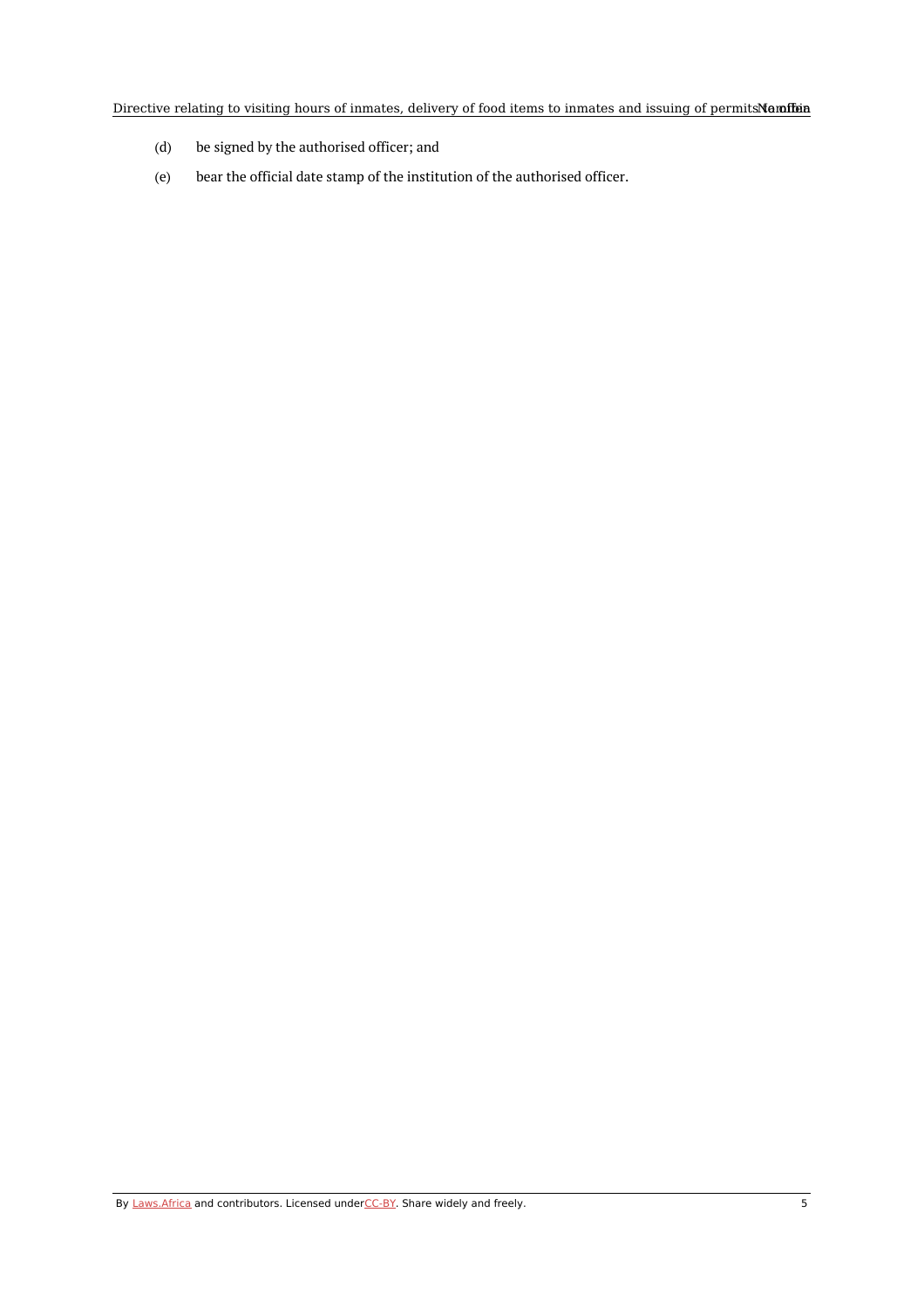(d) be signed by the authorised officer; and

(e) bear the official date stamp of the institution of the authorised officer.